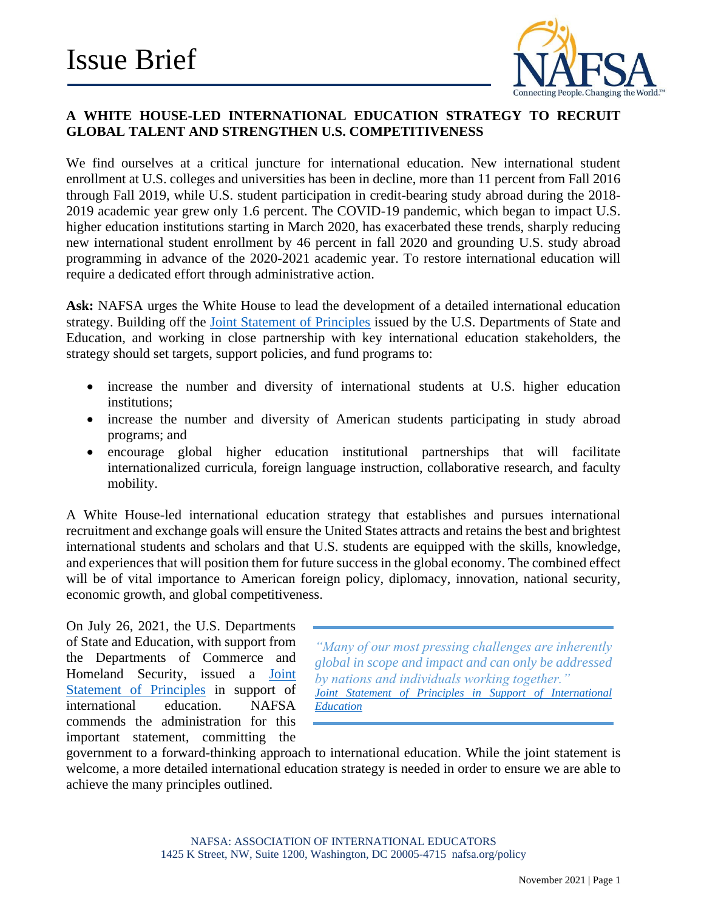# Issue Brief

**A WHITE HOUSE-LED INTERNATIONAL EDUCATION STRATEGY TO RECRUIT GLOBAL TALENT AND STRENGTHEN U.S. COMPETITIVENESS**

We find ourselves at a critical juncture for international education. New international student enrollment at U.S. colleges and universities has been in decline, more than 11 percent from Fall 2016 through Fall 2019, while U.S. student participation in credit-bearing study abroad during the 2018-2019 academic year grew only 1.6 percent. The COVID-19 pandemic, which began to impact U.S. higher education institutions starting in March 2020, has exacerbated these trends, sharply reducing new international student enrollment by 46 percent in fall 2020 and grounding U.S. study abroad programming in advance of the 2020-2021 academic year. To restore international education will require a dedicated effort through administrative action.

**Ask:** NAFSA urges the White House to lead the development of a detailed international education strategy. Building off the [Joint Statement of Principles] issued by the U.S. Departments of State and Education, and working in close partnership with key international education stakeholders, the strategy should set targets, support policies, and fund programs to:

- increase the number and diversity of international students at U.S. higher education institutions;
- increase the number and diversity of American students participating in study abroad programs; and
- encourage global higher education institutional partnerships that will facilitate internationalized curricula, foreign language instruction, collaborative research, and faculty mobility.

A White House-led international education strategy that establishes and pursues international recruitment and exchange goals will ensure the United States attracts and retains the best and brightest international students and scholars and that U.S. students are equipped with the skills, knowledge, and experiences that will position them for future success in the global economy. The combined effect will be of vital importance to American foreign policy, diplomacy, innovation, national security, economic growth, and global competitiveness.

On July 26, 2021, the U.S. Departments of State and Education, with support from the Departments of Commerce and Homeland Security, issued a [Joint Statement of Principles] in support of international education. NAFSA commends the administration for this important statement, committing the government to a forward-thinking approach to international education. While the joint statement is welcome, a more detailed international education strategy is needed in order to ensure we are able to achieve the many principles outlined.

> *"Many of our most pressing challenges are inherently global in scope and impact and can only be addressed by nations and individuals working together."*
> *[Joint Statement of Principles in Support of International Education]*

NAFSA: ASSOCIATION OF INTERNATIONAL EDUCATORS
1425 K Street, NW, Suite 1200, Washington, DC 20005-4715 nafsa.org/policy

November 2021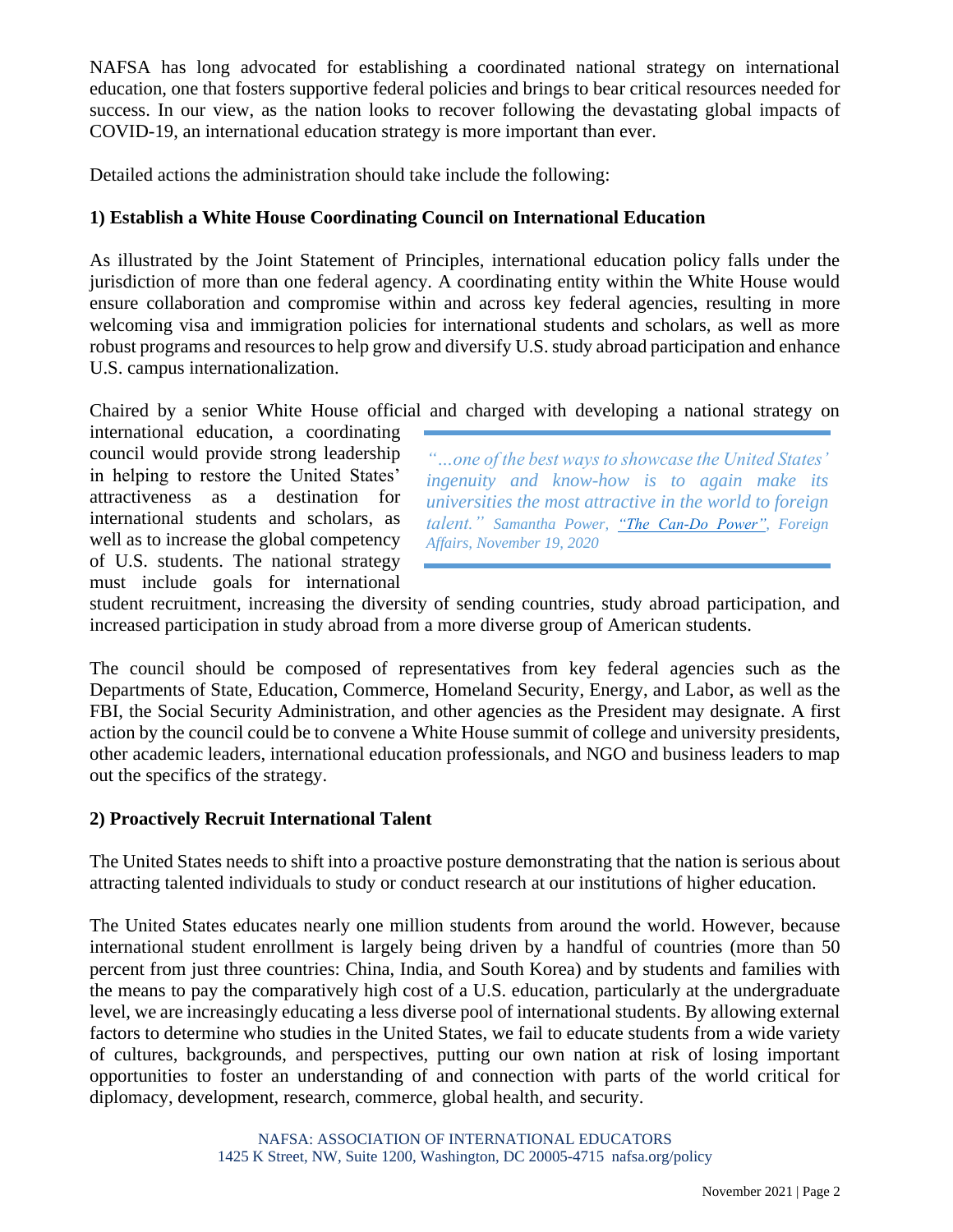NAFSA has long advocated for establishing a coordinated national strategy on international education, one that fosters supportive federal policies and brings to bear critical resources needed for success. In our view, as the nation looks to recover following the devastating global impacts of COVID-19, an international education strategy is more important than ever.

Detailed actions the administration should take include the following:

### 1) Establish a White House Coordinating Council on International Education

As illustrated by the Joint Statement of Principles, international education policy falls under the jurisdiction of more than one federal agency. A coordinating entity within the White House would ensure collaboration and compromise within and across key federal agencies, resulting in more welcoming visa and immigration policies for international students and scholars, as well as more robust programs and resources to help grow and diversify U.S. study abroad participation and enhance U.S. campus internationalization.

Chaired by a senior White House official and charged with developing a national strategy on international education, a coordinating council would provide strong leadership in helping to restore the United States' attractiveness as a destination for international students and scholars, as well as to increase the global competency of U.S. students. The national strategy must include goals for international student recruitment, increasing the diversity of sending countries, study abroad participation, and increased participation in study abroad from a more diverse group of American students.

> *"…one of the best ways to showcase the United States' ingenuity and know-how is to again make its universities the most attractive in the world to foreign talent."* Samantha Power, ["The Can-Do Power"](), Foreign Affairs, November 19, 2020

The council should be composed of representatives from key federal agencies such as the Departments of State, Education, Commerce, Homeland Security, Energy, and Labor, as well as the FBI, the Social Security Administration, and other agencies as the President may designate. A first action by the council could be to convene a White House summit of college and university presidents, other academic leaders, international education professionals, and NGO and business leaders to map out the specifics of the strategy.

### 2) Proactively Recruit International Talent

The United States needs to shift into a proactive posture demonstrating that the nation is serious about attracting talented individuals to study or conduct research at our institutions of higher education.

The United States educates nearly one million students from around the world. However, because international student enrollment is largely being driven by a handful of countries (more than 50 percent from just three countries: China, India, and South Korea) and by students and families with the means to pay the comparatively high cost of a U.S. education, particularly at the undergraduate level, we are increasingly educating a less diverse pool of international students. By allowing external factors to determine who studies in the United States, we fail to educate students from a wide variety of cultures, backgrounds, and perspectives, putting our own nation at risk of losing important opportunities to foster an understanding of and connection with parts of the world critical for diplomacy, development, research, commerce, global health, and security.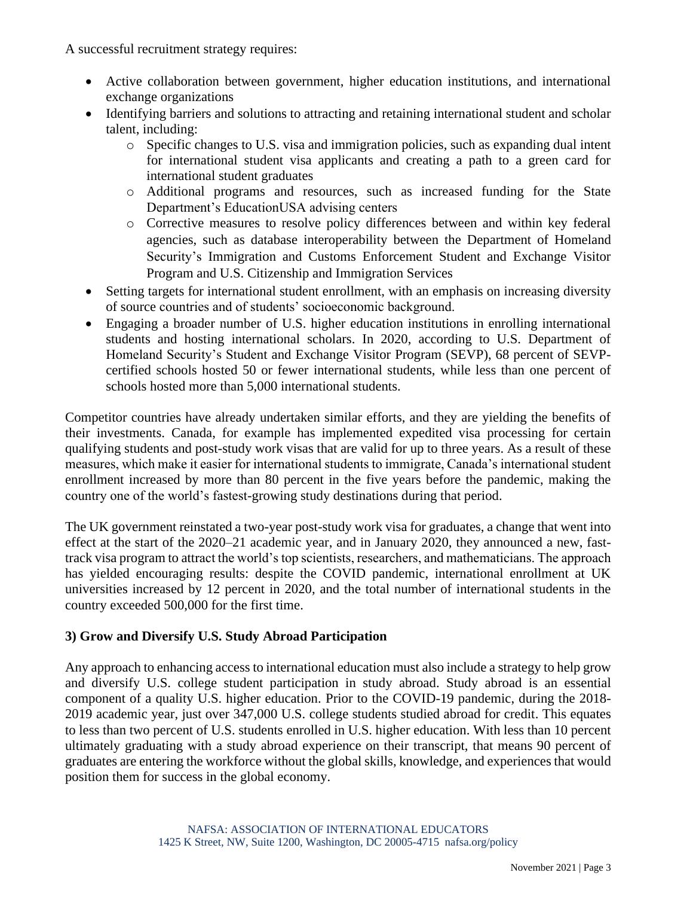A successful recruitment strategy requires:

- Active collaboration between government, higher education institutions, and international exchange organizations
- Identifying barriers and solutions to attracting and retaining international student and scholar talent, including:
    - Specific changes to U.S. visa and immigration policies, such as expanding dual intent for international student visa applicants and creating a path to a green card for international student graduates
    - Additional programs and resources, such as increased funding for the State Department's EducationUSA advising centers
    - Corrective measures to resolve policy differences between and within key federal agencies, such as database interoperability between the Department of Homeland Security's Immigration and Customs Enforcement Student and Exchange Visitor Program and U.S. Citizenship and Immigration Services
- Setting targets for international student enrollment, with an emphasis on increasing diversity of source countries and of students' socioeconomic background.
- Engaging a broader number of U.S. higher education institutions in enrolling international students and hosting international scholars. In 2020, according to U.S. Department of Homeland Security's Student and Exchange Visitor Program (SEVP), 68 percent of SEVP-certified schools hosted 50 or fewer international students, while less than one percent of schools hosted more than 5,000 international students.

Competitor countries have already undertaken similar efforts, and they are yielding the benefits of their investments. Canada, for example has implemented expedited visa processing for certain qualifying students and post-study work visas that are valid for up to three years. As a result of these measures, which make it easier for international students to immigrate, Canada's international student enrollment increased by more than 80 percent in the five years before the pandemic, making the country one of the world's fastest-growing study destinations during that period.

The UK government reinstated a two-year post-study work visa for graduates, a change that went into effect at the start of the 2020–21 academic year, and in January 2020, they announced a new, fast-track visa program to attract the world's top scientists, researchers, and mathematicians. The approach has yielded encouraging results: despite the COVID pandemic, international enrollment at UK universities increased by 12 percent in 2020, and the total number of international students in the country exceeded 500,000 for the first time.

### 3) Grow and Diversify U.S. Study Abroad Participation

Any approach to enhancing access to international education must also include a strategy to help grow and diversify U.S. college student participation in study abroad. Study abroad is an essential component of a quality U.S. higher education. Prior to the COVID-19 pandemic, during the 2018-2019 academic year, just over 347,000 U.S. college students studied abroad for credit. This equates to less than two percent of U.S. students enrolled in U.S. higher education. With less than 10 percent ultimately graduating with a study abroad experience on their transcript, that means 90 percent of graduates are entering the workforce without the global skills, knowledge, and experiences that would position them for success in the global economy.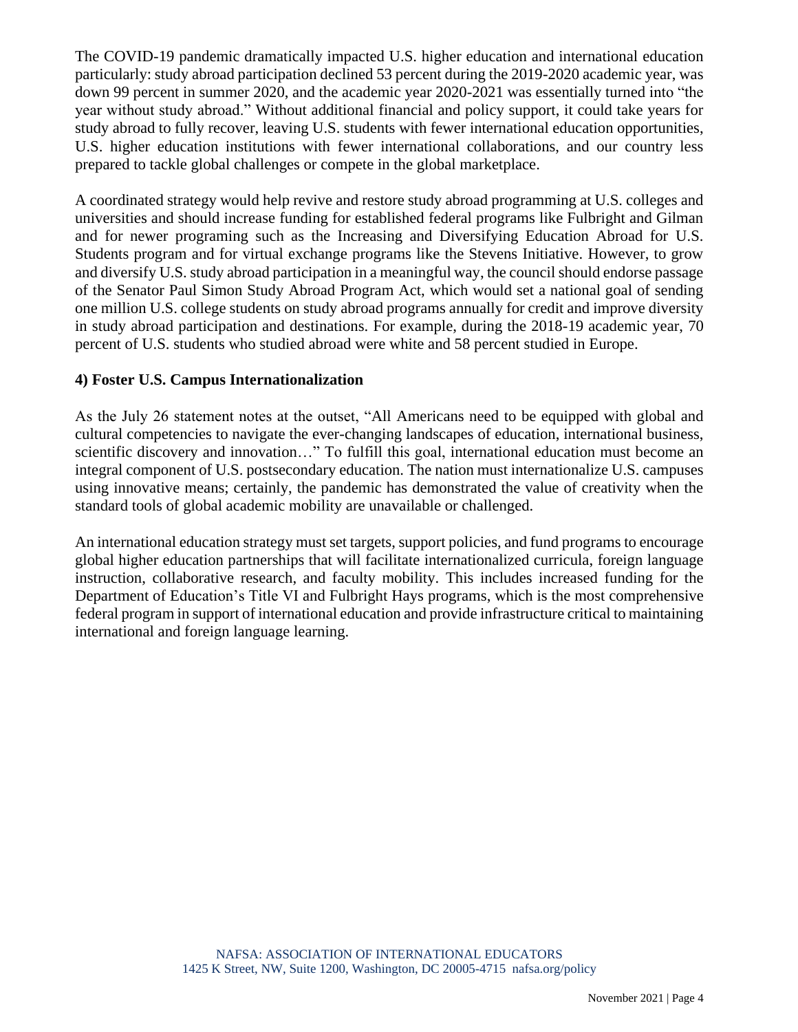The COVID-19 pandemic dramatically impacted U.S. higher education and international education particularly: study abroad participation declined 53 percent during the 2019-2020 academic year, was down 99 percent in summer 2020, and the academic year 2020-2021 was essentially turned into "the year without study abroad." Without additional financial and policy support, it could take years for study abroad to fully recover, leaving U.S. students with fewer international education opportunities, U.S. higher education institutions with fewer international collaborations, and our country less prepared to tackle global challenges or compete in the global marketplace.

A coordinated strategy would help revive and restore study abroad programming at U.S. colleges and universities and should increase funding for established federal programs like Fulbright and Gilman and for newer programing such as the Increasing and Diversifying Education Abroad for U.S. Students program and for virtual exchange programs like the Stevens Initiative. However, to grow and diversify U.S. study abroad participation in a meaningful way, the council should endorse passage of the Senator Paul Simon Study Abroad Program Act, which would set a national goal of sending one million U.S. college students on study abroad programs annually for credit and improve diversity in study abroad participation and destinations. For example, during the 2018-19 academic year, 70 percent of U.S. students who studied abroad were white and 58 percent studied in Europe.

**4) Foster U.S. Campus Internationalization**

As the July 26 statement notes at the outset, "All Americans need to be equipped with global and cultural competencies to navigate the ever-changing landscapes of education, international business, scientific discovery and innovation…" To fulfill this goal, international education must become an integral component of U.S. postsecondary education. The nation must internationalize U.S. campuses using innovative means; certainly, the pandemic has demonstrated the value of creativity when the standard tools of global academic mobility are unavailable or challenged.

An international education strategy must set targets, support policies, and fund programs to encourage global higher education partnerships that will facilitate internationalized curricula, foreign language instruction, collaborative research, and faculty mobility. This includes increased funding for the Department of Education's Title VI and Fulbright Hays programs, which is the most comprehensive federal program in support of international education and provide infrastructure critical to maintaining international and foreign language learning.